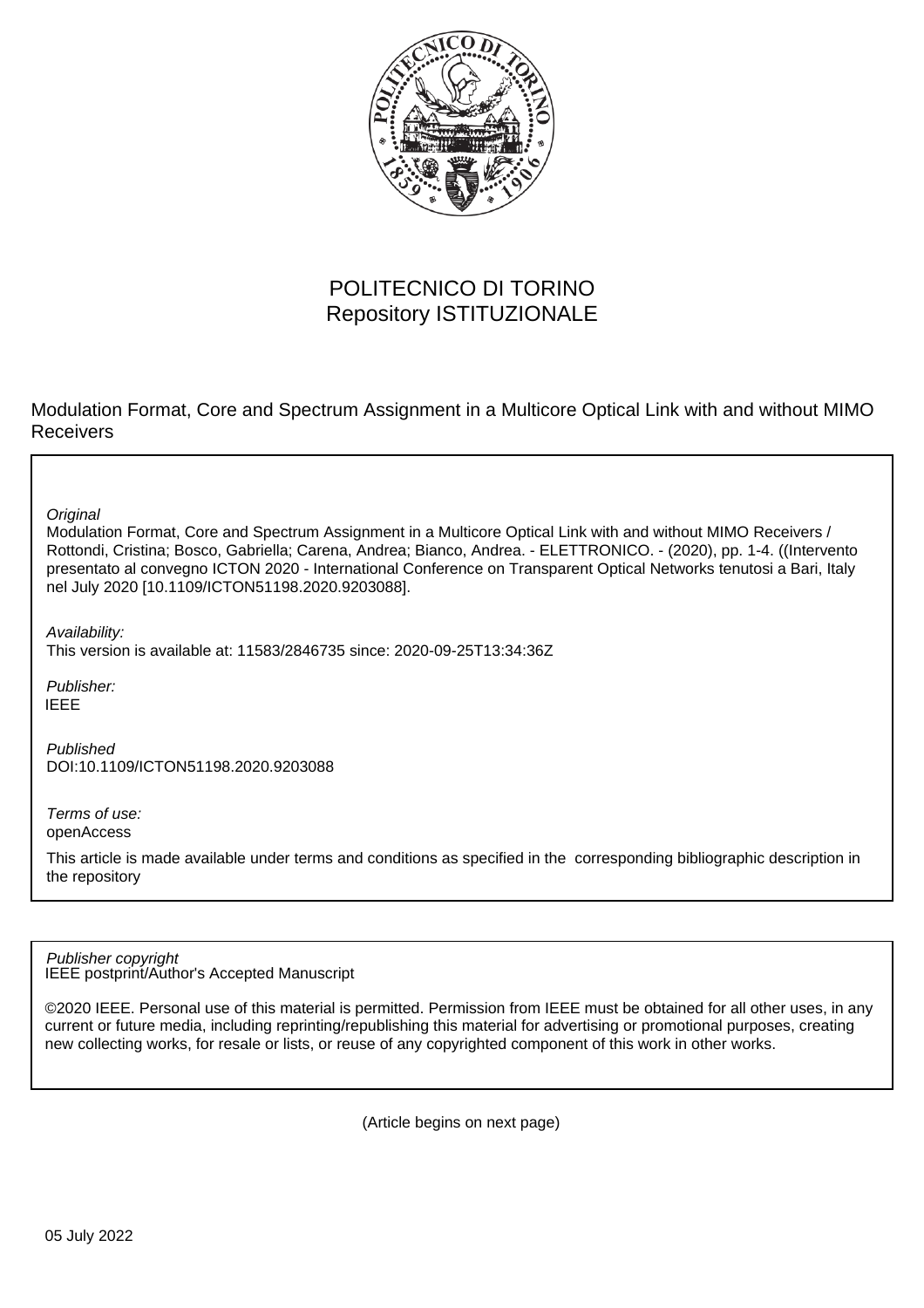POLITECNICO DI TORINO
Repository ISTITUZIONALE

Modulation Format, Core and Spectrum Assignment in a Multicore Optical Link with and without MIMO Receivers

*Original*
Modulation Format, Core and Spectrum Assignment in a Multicore Optical Link with and without MIMO Receivers / Rottondi, Cristina; Bosco, Gabriella; Carena, Andrea; Bianco, Andrea. - ELETTRONICO. - (2020), pp. 1-4. ((Intervento presentato al convegno ICTON 2020 - International Conference on Transparent Optical Networks tenutosi a Bari, Italy nel July 2020 [10.1109/ICTON51198.2020.9203088].

*Availability:*
This version is available at: 11583/2846735 since: 2020-09-25T13:34:36Z

*Publisher:*
IEEE

*Published*
DOI:10.1109/ICTON51198.2020.9203088

*Terms of use:*
openAccess

This article is made available under terms and conditions as specified in the corresponding bibliographic description in the repository

*Publisher copyright*
IEEE postprint/Author's Accepted Manuscript

©2020 IEEE. Personal use of this material is permitted. Permission from IEEE must be obtained for all other uses, in any current or future media, including reprinting/republishing this material for advertising or promotional purposes, creating new collecting works, for resale or lists, or reuse of any copyrighted component of this work in other works.

(Article begins on next page)

05 July 2022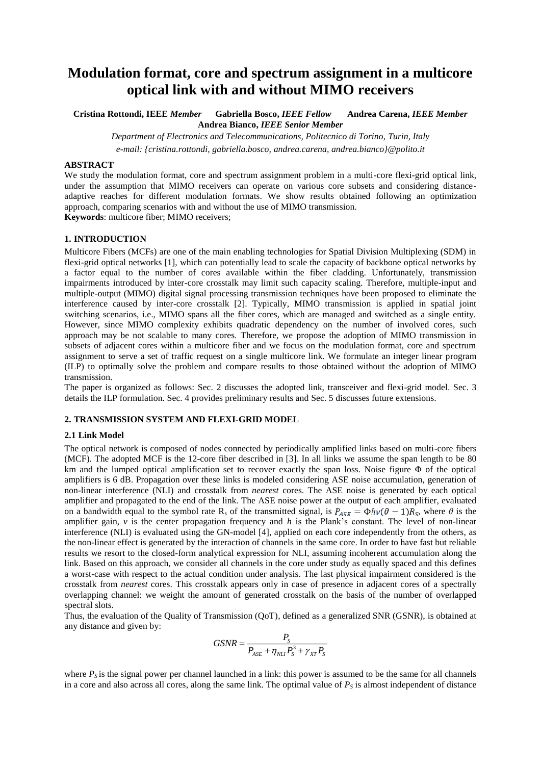# Modulation format, core and spectrum assignment in a multicore optical link with and without MIMO receivers

**Cristina Rottondi, IEEE *Member*   Gabriella Bosco, *IEEE Fellow*   Andrea Carena, *IEEE Member***
**Andrea Bianco, *IEEE Senior Member***

*Department of Electronics and Telecommunications, Politecnico di Torino, Turin, Italy*
*e-mail: {cristina.rottondi, gabriella.bosco, andrea.carena, andrea.bianco}@polito.it*

### ABSTRACT

We study the modulation format, core and spectrum assignment problem in a multi-core flexi-grid optical link, under the assumption that MIMO receivers can operate on various core subsets and considering distance-adaptive reaches for different modulation formats. We show results obtained following an optimization approach, comparing scenarios with and without the use of MIMO transmission.

**Keywords**: multicore fiber; MIMO receivers;

### 1. INTRODUCTION

Multicore Fibers (MCFs) are one of the main enabling technologies for Spatial Division Multiplexing (SDM) in flexi-grid optical networks [1], which can potentially lead to scale the capacity of backbone optical networks by a factor equal to the number of cores available within the fiber cladding. Unfortunately, transmission impairments introduced by inter-core crosstalk may limit such capacity scaling. Therefore, multiple-input and multiple-output (MIMO) digital signal processing transmission techniques have been proposed to eliminate the interference caused by inter-core crosstalk [2]. Typically, MIMO transmission is applied in spatial joint switching scenarios, i.e., MIMO spans all the fiber cores, which are managed and switched as a single entity. However, since MIMO complexity exhibits quadratic dependency on the number of involved cores, such approach may be not scalable to many cores. Therefore, we propose the adoption of MIMO transmission in subsets of adjacent cores within a multicore fiber and we focus on the modulation format, core and spectrum assignment to serve a set of traffic request on a single multicore link. We formulate an integer linear program (ILP) to optimally solve the problem and compare results to those obtained without the adoption of MIMO transmission.

The paper is organized as follows: Sec. 2 discusses the adopted link, transceiver and flexi-grid model. Sec. 3 details the ILP formulation. Sec. 4 provides preliminary results and Sec. 5 discusses future extensions.

### 2. TRANSMISSION SYSTEM AND FLEXI-GRID MODEL

#### 2.1 Link Model

The optical network is composed of nodes connected by periodically amplified links based on multi-core fibers (MCF). The adopted MCF is the 12-core fiber described in [3]. In all links we assume the span length to be 80 km and the lumped optical amplification set to recover exactly the span loss. Noise figure $\Phi$ of the optical amplifiers is 6 dB. Propagation over these links is modeled considering ASE noise accumulation, generation of non-linear interference (NLI) and crosstalk from *nearest* cores. The ASE noise is generated by each optical amplifier and propagated to the end of the link. The ASE noise power at the output of each amplifier, evaluated on a bandwidth equal to the symbol rate $R_s$ of the transmitted signal, is $P_{ASE} = \Phi h\nu(\theta - 1)R_S$, where $\theta$ is the amplifier gain, $v$ is the center propagation frequency and $h$ is the Plank's constant. The level of non-linear interference (NLI) is evaluated using the GN-model [4], applied on each core independently from the others, as the non-linear effect is generated by the interaction of channels in the same core. In order to have fast but reliable results we resort to the closed-form analytical expression for NLI, assuming incoherent accumulation along the link. Based on this approach, we consider all channels in the core under study as equally spaced and this defines a worst-case with respect to the actual condition under analysis. The last physical impairment considered is the crosstalk from *nearest* cores. This crosstalk appears only in case of presence in adjacent cores of a spectrally overlapping channel: we weight the amount of generated crosstalk on the basis of the number of overlapped spectral slots.

Thus, the evaluation of the Quality of Transmission (QoT), defined as a generalized SNR (GSNR), is obtained at any distance and given by:

$$GSNR = \frac{P_S}{P_{ASE} + \eta_{NLI} P_S^3 + \gamma_{XT} P_S}$$

where $P_S$ is the signal power per channel launched in a link: this power is assumed to be the same for all channels in a core and also across all cores, along the same link. The optimal value of $P_S$ is almost independent of distance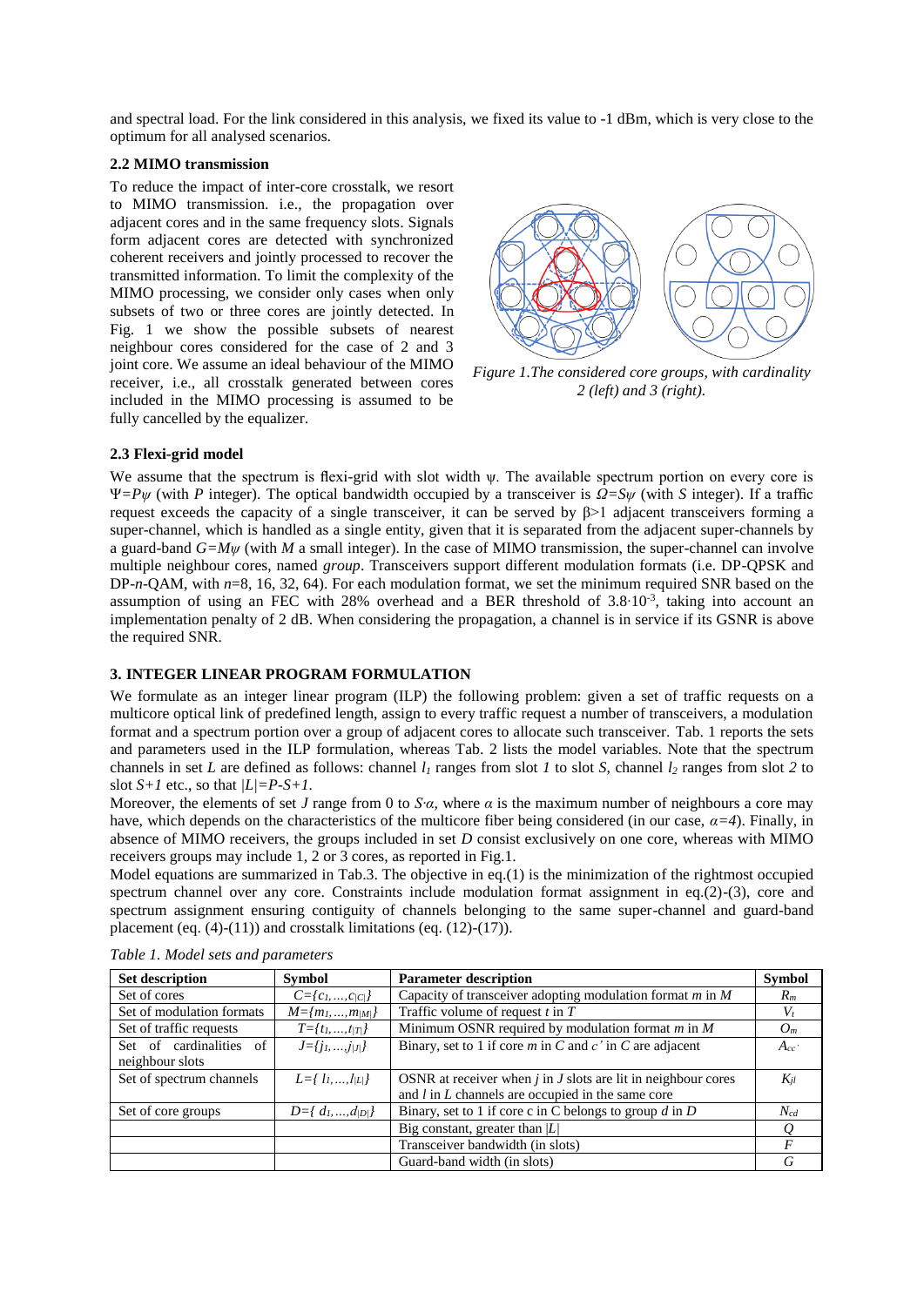and spectral load. For the link considered in this analysis, we fixed its value to -1 dBm, which is very close to the optimum for all analysed scenarios.

### 2.2 MIMO transmission

To reduce the impact of inter-core crosstalk, we resort to MIMO transmission. i.e., the propagation over adjacent cores and in the same frequency slots. Signals form adjacent cores are detected with synchronized coherent receivers and jointly processed to recover the transmitted information. To limit the complexity of the MIMO processing, we consider only cases when only subsets of two or three cores are jointly detected. In Fig. 1 we show the possible subsets of nearest neighbour cores considered for the case of 2 and 3 joint core. We assume an ideal behaviour of the MIMO receiver, i.e., all crosstalk generated between cores included in the MIMO processing is assumed to be fully cancelled by the equalizer.

*Figure 1.The considered core groups, with cardinality 2 (left) and 3 (right).*

### 2.3 Flexi-grid model

We assume that the spectrum is flexi-grid with slot width ψ. The available spectrum portion on every core is $\Psi=P\psi$ (with *P* integer). The optical bandwidth occupied by a transceiver is $\Omega=S\psi$ (with *S* integer). If a traffic request exceeds the capacity of a single transceiver, it can be served by $\beta>1$ adjacent transceivers forming a super-channel, which is handled as a single entity, given that it is separated from the adjacent super-channels by a guard-band $G=M\psi$ (with *M* a small integer). In the case of MIMO transmission, the super-channel can involve multiple neighbour cores, named *group*. Transceivers support different modulation formats (i.e. DP-QPSK and DP-*n*-QAM, with *n*=8, 16, 32, 64). For each modulation format, we set the minimum required SNR based on the assumption of using an FEC with 28% overhead and a BER threshold of $3.8{\cdot}10^{-3}$, taking into account an implementation penalty of 2 dB. When considering the propagation, a channel is in service if its GSNR is above the required SNR.

## 3. INTEGER LINEAR PROGRAM FORMULATION

We formulate as an integer linear program (ILP) the following problem: given a set of traffic requests on a multicore optical link of predefined length, assign to every traffic request a number of transceivers, a modulation format and a spectrum portion over a group of adjacent cores to allocate such transceiver. Tab. 1 reports the sets and parameters used in the ILP formulation, whereas Tab. 2 lists the model variables. Note that the spectrum channels in set *L* are defined as follows: channel $l_1$ ranges from slot *1* to slot *S*, channel $l_2$ ranges from slot *2* to slot *S+1* etc., so that $|L|=P\text{-}S+1$.

Moreover, the elements of set *J* range from 0 to $S{\cdot}\alpha$, where $\alpha$ is the maximum number of neighbours a core may have, which depends on the characteristics of the multicore fiber being considered (in our case, $\alpha=4$). Finally, in absence of MIMO receivers, the groups included in set *D* consist exclusively on one core, whereas with MIMO receivers groups may include 1, 2 or 3 cores, as reported in Fig.1.

Model equations are summarized in Tab.3. The objective in eq.(1) is the minimization of the rightmost occupied spectrum channel over any core. Constraints include modulation format assignment in eq.(2)-(3), core and spectrum assignment ensuring contiguity of channels belonging to the same super-channel and guard-band placement (eq. (4)-(11)) and crosstalk limitations (eq. (12)-(17)).

*Table 1. Model sets and parameters*

| Set description | Symbol | Parameter description | Symbol |
|---|---|---|---|
| Set of cores | $C=\{c_1,\dots,c_{\lvert C\rvert}\}$ | Capacity of transceiver adopting modulation format *m* in *M* | $R_m$ |
| Set of modulation formats | $M=\{m_1,\dots,m_{\lvert M\rvert}\}$ | Traffic volume of request *t* in *T* | $V_t$ |
| Set of traffic requests | $T=\{t_1,\dots,t_{\lvert T\rvert}\}$ | Minimum OSNR required by modulation format *m* in *M* | $O_m$ |
| Set of cardinalities of neighbour slots | $J=\{j_1,\dots,j_{\lvert J\rvert}\}$ | Binary, set to 1 if core *m* in *C* and *c'* in *C* are adjacent | $A_{cc'}$ |
| Set of spectrum channels | $L=\{l_1,\dots,l_{\lvert L\rvert}\}$ | OSNR at receiver when *j* in *J* slots are lit in neighbour cores and *l* in *L* channels are occupied in the same core | $K_{jl}$ |
| Set of core groups | $D=\{d_1,\dots,d_{\lvert D\rvert}\}$ | Binary, set to 1 if core c in C belongs to group *d* in *D* | $N_{cd}$ |
| | | Big constant, greater than $\lvert L\rvert$ | $Q$ |
| | | Transceiver bandwidth (in slots) | $F$ |
| | | Guard-band width (in slots) | $G$ |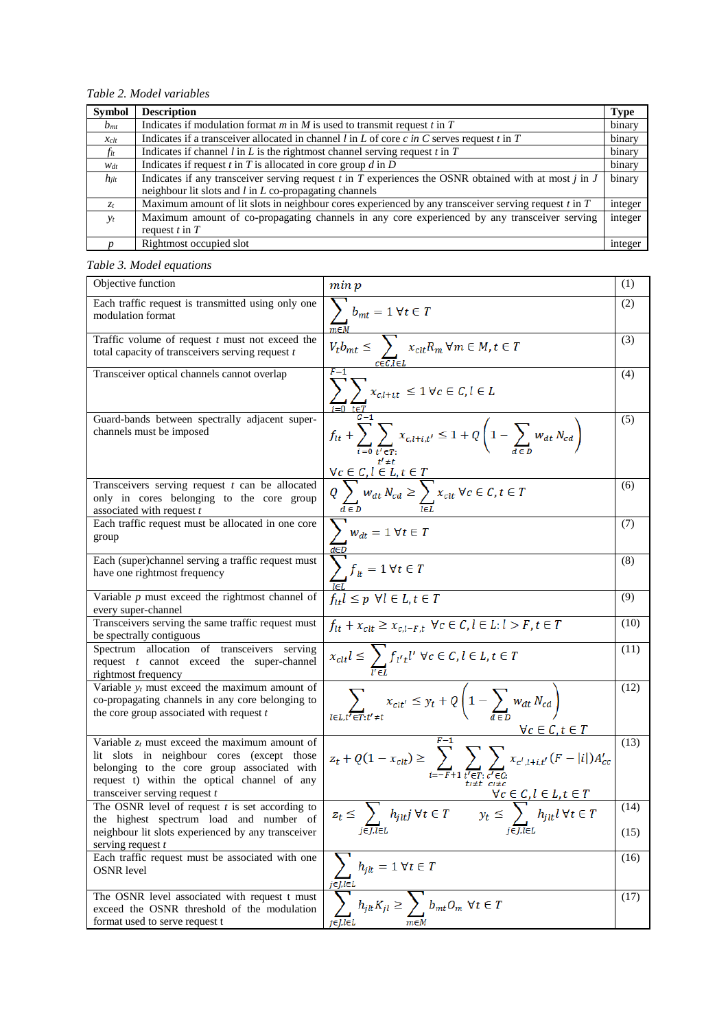*Table 2. Model variables*

| Symbol | Description | Type |
|---|---|---|
| $b_{mt}$ | Indicates if modulation format *m* in *M* is used to transmit request *t* in *T* | binary |
| $x_{clt}$ | Indicates if a transceiver allocated in channel *l* in *L* of core *c* in *C* serves request *t* in *T* | binary |
| $f_{lt}$ | Indicates if channel *l* in *L* is the rightmost channel serving request *t* in *T* | binary |
| $w_{dt}$ | Indicates if request *t* in *T* is allocated in core group *d* in *D* | binary |
| $h_{jlt}$ | Indicates if any transceiver serving request *t* in *T* experiences the OSNR obtained with at most *j* in *J* neighbour lit slots and *l* in *L* co-propagating channels | binary |
| $z_t$ | Maximum amount of lit slots in neighbour cores experienced by any transceiver serving request *t* in *T* | integer |
| $y_t$ | Maximum amount of co-propagating channels in any core experienced by any transceiver serving request *t* in *T* | integer |
| $p$ | Rightmost occupied slot | integer |

*Table 3. Model equations*

| Description | Equation | No. |
|---|---|---|
| Objective function | $\min p$ | (1) |
| Each traffic request is transmitted using only one modulation format | $\sum_{m \in M} b_{mt} = 1 \; \forall t \in T$ | (2) |
| Traffic volume of request *t* must not exceed the total capacity of transceivers serving request *t* | $V_t b_{mt} \leq \sum_{c \in C, l \in L} x_{clt} R_m \; \forall m \in M, t \in T$ | (3) |
| Transceiver optical channels cannot overlap | $\sum_{i=0}^{F-1} \sum_{t \in T} x_{c,l+i,t} \leq 1 \; \forall c \in C, l \in L$ | (4) |
| Guard-bands between spectrally adjacent super-channels must be imposed | $f_{lt} + \sum_{i=0}^{G-1} \sum_{t' \in T: t' \neq t} x_{c,l+i,t'} \leq 1 + Q\left(1 - \sum_{d \in D} w_{dt} N_{cd}\right)$ $\forall c \in C, l \in L, t \in T$ | (5) |
| Transceivers serving request *t* can be allocated only in cores belonging to the core group associated with request *t* | $Q \sum_{d \in D} w_{dt} N_{cd} \geq \sum_{l \in L} x_{clt} \; \forall c \in C, t \in T$ | (6) |
| Each traffic request must be allocated in one core group | $\sum_{d \in D} w_{dt} = 1 \; \forall t \in T$ | (7) |
| Each (super)channel serving a traffic request must have one rightmost frequency | $\sum_{l \in L} f_{lt} = 1 \; \forall t \in T$ | (8) |
| Variable *p* must exceed the rightmost channel of every super-channel | $f_{lt} l \leq p \; \forall l \in L, t \in T$ | (9) |
| Transceivers serving the same traffic request must be spectrally contiguous | $f_{lt} + x_{clt} \geq x_{c,l-F,t} \; \forall c \in C, l \in L: l > F, t \in T$ | (10) |
| Spectrum allocation of transceivers serving request *t* cannot exceed the super-channel rightmost frequency | $x_{clt} l \leq \sum_{l' \in L} f_{l't} l' \; \forall c \in C, l \in L, t \in T$ | (11) |
| Variable $y_t$ must exceed the maximum amount of co-propagating channels in any core belonging to the core group associated with request *t* | $\sum_{l \in L, t' \in T: t' \neq t} x_{clt'} \leq y_t + Q\left(1 - \sum_{d \in D} w_{dt} N_{cd}\right)$ $\forall c \in C, t \in T$ | (12) |
| Variable $z_t$ must exceed the maximum amount of lit slots in neighbour cores (except those belonging to the core group associated with request t) within the optical channel of any transceiver serving request *t* | $z_t + Q(1 - x_{clt}) \geq \sum_{i=-F+1}^{F-1} \sum_{t' \in T: t' \neq t} \sum_{c' \in C: c' \neq c} x_{c',l+i,t'} (F - \|i\|) A'_{cc}$ $\forall c \in C, l \in L, t \in T$ | (13) |
| The OSNR level of request *t* is set according to the highest spectrum load and number of neighbour lit slots experienced by any transceiver serving request *t* | $z_t \leq \sum_{j \in J, l \in L} h_{jlt} j \; \forall t \in T$ &nbsp;&nbsp;&nbsp; $y_t \leq \sum_{j \in J, l \in L} h_{jlt} l \; \forall t \in T$ | (14) (15) |
| Each traffic request must be associated with one OSNR level | $\sum_{j \in J, l \in L} h_{jlt} = 1 \; \forall t \in T$ | (16) |
| The OSNR level associated with request t must exceed the OSNR threshold of the modulation format used to serve request t | $\sum_{j \in J, l \in L} h_{jlt} K_{jl} \geq \sum_{m \in M} b_{mt} O_m \; \forall t \in T$ | (17) |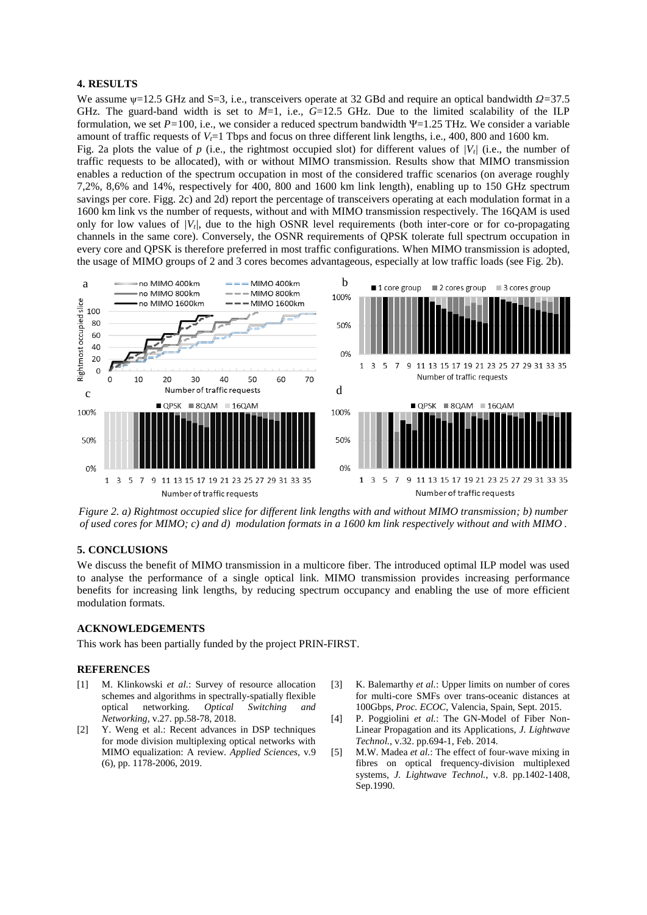## 4. RESULTS

We assume $\psi$=12.5 GHz and S=3, i.e., transceivers operate at 32 GBd and require an optical bandwidth $\Omega$=37.5 GHz. The guard-band width is set to $M$=1, i.e., $G$=12.5 GHz. Due to the limited scalability of the ILP formulation, we set $P$=100, i.e., we consider a reduced spectrum bandwidth $\Psi$=1.25 THz. We consider a variable amount of traffic requests of $V_t$=1 Tbps and focus on three different link lengths, i.e., 400, 800 and 1600 km.

Fig. 2a plots the value of $p$ (i.e., the rightmost occupied slot) for different values of $|V_t|$ (i.e., the number of traffic requests to be allocated), with or without MIMO transmission. Results show that MIMO transmission enables a reduction of the spectrum occupation in most of the considered traffic scenarios (on average roughly 7,2%, 8,6% and 14%, respectively for 400, 800 and 1600 km link length), enabling up to 150 GHz spectrum savings per core. Figg. 2c) and 2d) report the percentage of transceivers operating at each modulation format in a 1600 km link vs the number of requests, without and with MIMO transmission respectively. The 16QAM is used only for low values of $|V_t|$, due to the high OSNR level requirements (both inter-core or for co-propagating channels in the same core). Conversely, the OSNR requirements of QPSK tolerate full spectrum occupation in every core and QPSK is therefore preferred in most traffic configurations. When MIMO transmission is adopted, the usage of MIMO groups of 2 and 3 cores becomes advantageous, especially at low traffic loads (see Fig. 2b).

a
no MIMO 400km
no MIMO 800km
no MIMO 1600km
MIMO 400km
MIMO 800km
MIMO 1600km
Rightmost occupied slice
0
20
40
60
80
100
0 10 20 30 40 50 60 70
Number of traffic requests

b
1 core group
2 cores group
3 cores group
0%
50%
100%
1 3 5 7 9 11 13 15 17 19 21 23 25 27 29 31 33 35
Number of traffic requests

c
QPSK
8QAM
16QAM
0%
50%
100%
1 3 5 7 9 11 13 15 17 19 21 23 25 27 29 31 33 35
Number of traffic requests

d
QPSK
8QAM
16QAM
0%
50%
100%
1 3 5 7 9 11 13 15 17 19 21 23 25 27 29 31 33 35
Number of traffic requests

*Figure 2. a) Rightmost occupied slice for different link lengths with and without MIMO transmission; b) number of used cores for MIMO; c) and d) modulation formats in a 1600 km link respectively without and with MIMO .*

## 5. CONCLUSIONS

We discuss the benefit of MIMO transmission in a multicore fiber. The introduced optimal ILP model was used to analyse the performance of a single optical link. MIMO transmission provides increasing performance benefits for increasing link lengths, by reducing spectrum occupancy and enabling the use of more efficient modulation formats.

## ACKNOWLEDGEMENTS

This work has been partially funded by the project PRIN-FIRST.

## REFERENCES

[1] M. Klinkowski *et al.*: Survey of resource allocation schemes and algorithms in spectrally-spatially flexible optical networking. *Optical Switching and Networking*, v.27. pp.58-78, 2018.

[2] Y. Weng et al.: Recent advances in DSP techniques for mode division multiplexing optical networks with MIMO equalization: A review. *Applied Sciences*, v.9 (6), pp. 1178-2006, 2019.

[3] K. Balemarthy *et al.*: Upper limits on number of cores for multi-core SMFs over trans-oceanic distances at 100Gbps, *Proc. ECOC*, Valencia, Spain, Sept. 2015.

[4] P. Poggiolini *et al.*: The GN-Model of Fiber Non-Linear Propagation and its Applications, *J. Lightwave Technol.*, v.32. pp.694-1, Feb. 2014.

[5] M.W. Madea *et al.*: The effect of four-wave mixing in fibres on optical frequency-division multiplexed systems, *J. Lightwave Technol.*, v.8. pp.1402-1408, Sep.1990.